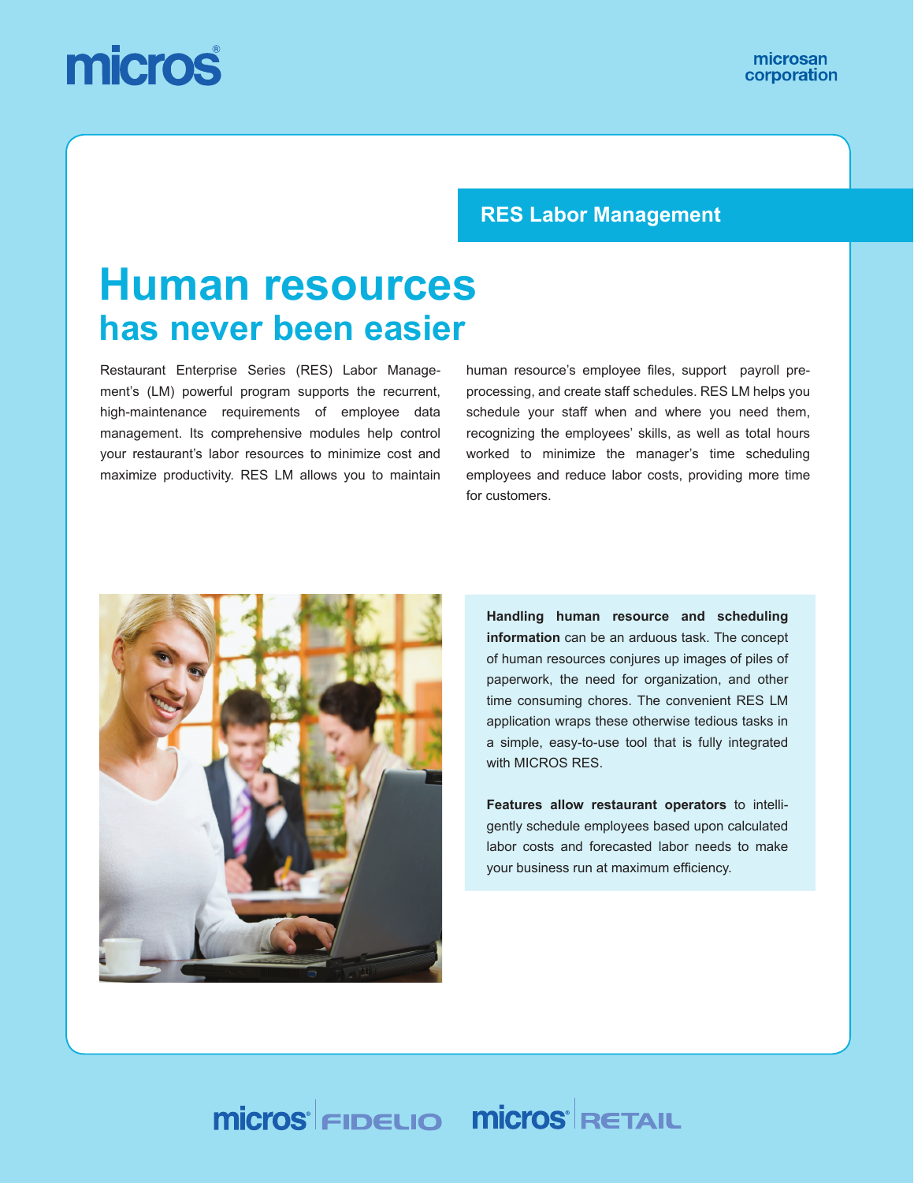micros

microsan corporation

## RES Labor Management

# Human resources
## has never been easier

Restaurant Enterprise Series (RES) Labor Management's (LM) powerful program supports the recurrent, high-maintenance requirements of employee data management. Its comprehensive modules help control your restaurant's labor resources to minimize cost and maximize productivity. RES LM allows you to maintain human resource's employee files, support payroll pre-processing, and create staff schedules. RES LM helps you schedule your staff when and where you need them, recognizing the employees' skills, as well as total hours worked to minimize the manager's time scheduling employees and reduce labor costs, providing more time for customers.

**Handling human resource and scheduling information** can be an arduous task. The concept of human resources conjures up images of piles of paperwork, the need for organization, and other time consuming chores. The convenient RES LM application wraps these otherwise tedious tasks in a simple, easy-to-use tool that is fully integrated with MICROS RES.

**Features allow restaurant operators** to intelligently schedule employees based upon calculated labor costs and forecasted labor needs to make your business run at maximum efficiency.

micros FIDELIO micros RETAIL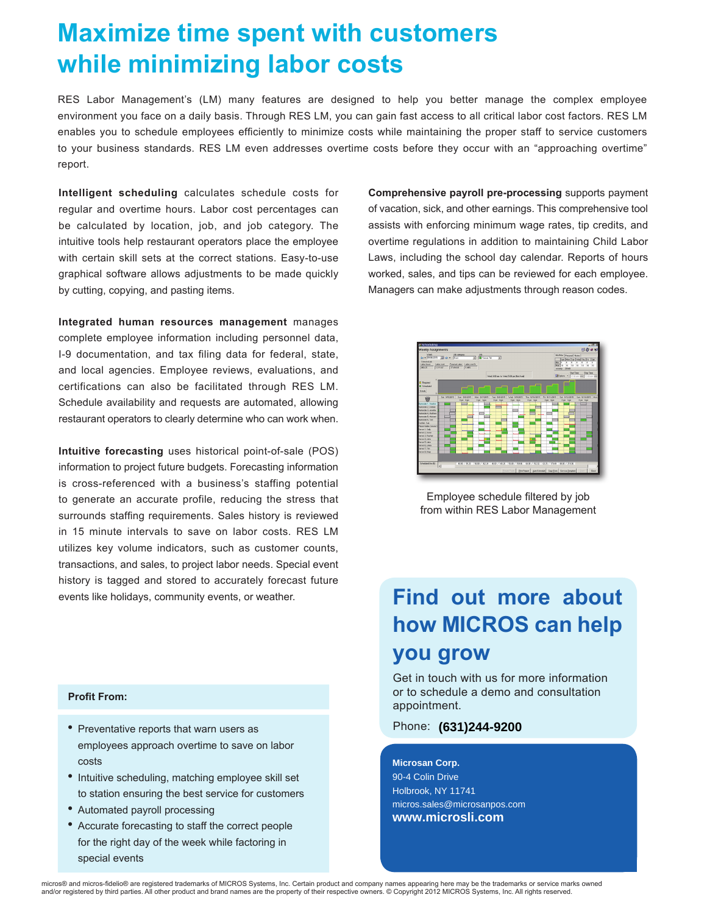# Maximize time spent with customers while minimizing labor costs

RES Labor Management's (LM) many features are designed to help you better manage the complex employee environment you face on a daily basis. Through RES LM, you can gain fast access to all critical labor cost factors. RES LM enables you to schedule employees efficiently to minimize costs while maintaining the proper staff to service customers to your business standards. RES LM even addresses overtime costs before they occur with an "approaching overtime" report.

**Intelligent scheduling** calculates schedule costs for regular and overtime hours. Labor cost percentages can be calculated by location, job, and job category. The intuitive tools help restaurant operators place the employee with certain skill sets at the correct stations. Easy-to-use graphical software allows adjustments to be made quickly by cutting, copying, and pasting items.

**Integrated human resources management** manages complete employee information including personnel data, I-9 documentation, and tax filing data for federal, state, and local agencies. Employee reviews, evaluations, and certifications can also be facilitated through RES LM. Schedule availability and requests are automated, allowing restaurant operators to clearly determine who can work when.

**Intuitive forecasting** uses historical point-of-sale (POS) information to project future budgets. Forecasting information is cross-referenced with a business's staffing potential to generate an accurate profile, reducing the stress that surrounds staffing requirements. Sales history is reviewed in 15 minute intervals to save on labor costs. RES LM utilizes key volume indicators, such as customer counts, transactions, and sales, to project labor needs. Special event history is tagged and stored to accurately forecast future events like holidays, community events, or weather.

**Comprehensive payroll pre-processing** supports payment of vacation, sick, and other earnings. This comprehensive tool assists with enforcing minimum wage rates, tip credits, and overtime regulations in addition to maintaining Child Labor Laws, including the school day calendar. Reports of hours worked, sales, and tips can be reviewed for each employee. Managers can make adjustments through reason codes.

Employee schedule filtered by job from within RES Labor Management

**Profit From:**

- Preventative reports that warn users as employees approach overtime to save on labor costs
- Intuitive scheduling, matching employee skill set to station ensuring the best service for customers
- Automated payroll processing
- Accurate forecasting to staff the correct people for the right day of the week while factoring in special events

## Find out more about how MICROS can help you grow

Get in touch with us for more information or to schedule a demo and consultation appointment.

Phone: **(631)244-9200**

**Microsan Corp.**
90-4 Colin Drive
Holbrook, NY 11741
micros.sales@microsanpos.com
**www.microsli.com**

micros® and micros-fidelio® are registered trademarks of MICROS Systems, Inc. Certain product and company names appearing here may be the trademarks or service marks owned and/or registered by third parties. All other product and brand names are the property of their respective owners. © Copyright 2012 MICROS Systems, Inc. All rights reserved.